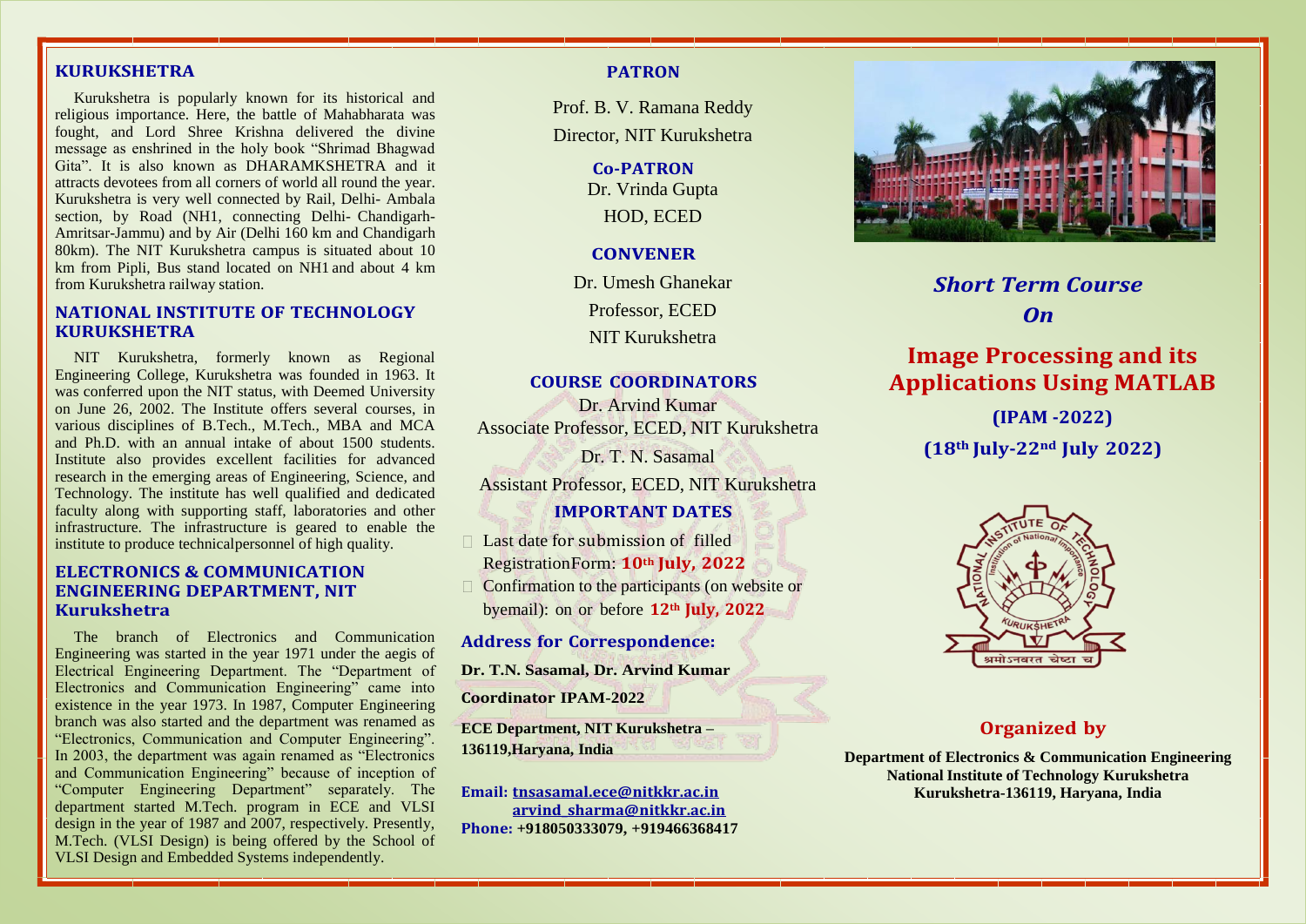## KURUKSHETRA

Kurukshetra is popularly known for its historical and religious importance. Here, the battle of Mahabharata was fought, and Lord Shree Krishna delivered the divine message as enshrined in the holy book "Shrimad Bhagwad Gita". It is also known as DHARAMKSHETRA and it attracts devotees from all corners of world all round the year. Kurukshetra is very well connected by Rail, Delhi- Ambala section, by Road (NH1, connecting Delhi- Chandigarh-Amritsar-Jammu) and by Air (Delhi 160 km and Chandigarh 80km). The NIT Kurukshetra campus is situated about 10 km from Pipli, Bus stand located on NH1 and about 4 km from Kurukshetra railway station.

## NATIONAL INSTITUTE OF TECHNOLOGY KURUKSHETRA

NIT Kurukshetra, formerly known as Regional Engineering College, Kurukshetra was founded in 1963. It was conferred upon the NIT status, with Deemed University on June 26, 2002. The Institute offers several courses, in various disciplines of B.Tech., M.Tech., MBA and MCA and Ph.D. with an annual intake of about 1500 students. Institute also provides excellent facilities for advanced research in the emerging areas of Engineering, Science, and Technology. The institute has well qualified and dedicated faculty along with supporting staff, laboratories and other infrastructure. The infrastructure is geared to enable the institute to produce technicalpersonnel of high quality.

## ELECTRONICS & COMMUNICATION ENGINEERING DEPARTMENT, NIT Kurukshetra

The branch of Electronics and Communication Engineering was started in the year 1971 under the aegis of Electrical Engineering Department. The "Department of Electronics and Communication Engineering" came into existence in the year 1973. In 1987, Computer Engineering branch was also started and the department was renamed as "Electronics, Communication and Computer Engineering". In 2003, the department was again renamed as "Electronics and Communication Engineering" because of inception of "Computer Engineering Department" separately. The department started M.Tech. program in ECE and VLSI design in the year of 1987 and 2007, respectively. Presently, M.Tech. (VLSI Design) is being offered by the School of VLSI Design and Embedded Systems independently.

## PATRON

Prof. B. V. Ramana Reddy
Director, NIT Kurukshetra

## Co-PATRON

Dr. Vrinda Gupta
HOD, ECED

## CONVENER

Dr. Umesh Ghanekar
Professor, ECED
NIT Kurukshetra

## COURSE COORDINATORS

Dr. Arvind Kumar
Associate Professor, ECED, NIT Kurukshetra

Dr. T. N. Sasamal
Assistant Professor, ECED, NIT Kurukshetra

## IMPORTANT DATES

- Last date for submission of filled RegistrationForm: **10th July, 2022**
- Confirmation to the participants (on website or byemail): on or before **12th July, 2022**

## Address for Correspondence:

**Dr. T.N. Sasamal, Dr. Arvind Kumar**

**Coordinator IPAM-2022**

**ECE Department, NIT Kurukshetra – 136119,Haryana, India**

**Email:** tnsasamal.ece@nitkkr.ac.in
arvind_sharma@nitkkr.ac.in
**Phone:** +918050333079, +919466368417

*Short Term Course On*

# Image Processing and its Applications Using MATLAB

**(IPAM -2022)**

**(18th July-22nd July 2022)**

## Organized by

**Department of Electronics & Communication Engineering**
**National Institute of Technology Kurukshetra**
**Kurukshetra-136119, Haryana, India**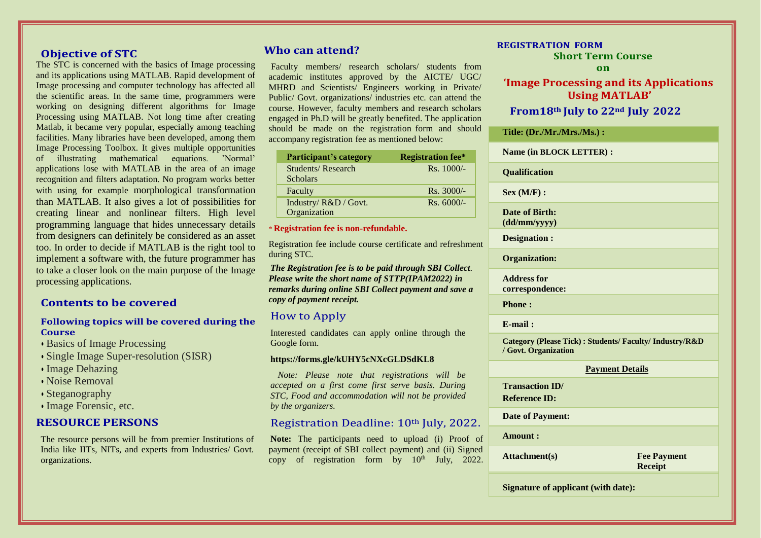## Objective of STC

The STC is concerned with the basics of Image processing and its applications using MATLAB. Rapid development of Image processing and computer technology has affected all the scientific areas. In the same time, programmers were working on designing different algorithms for Image Processing using MATLAB. Not long time after creating Matlab, it became very popular, especially among teaching facilities. Many libraries have been developed, among them Image Processing Toolbox. It gives multiple opportunities of illustrating mathematical equations. 'Normal' applications lose with MATLAB in the area of an image recognition and filters adaptation. No program works better with using for example morphological transformation than MATLAB. It also gives a lot of possibilities for creating linear and nonlinear filters. High level programming language that hides unnecessary details from designers can definitely be considered as an asset too. In order to decide if MATLAB is the right tool to implement a software with, the future programmer has to take a closer look on the main purpose of the Image processing applications.

## Contents to be covered

### Following topics will be covered during the Course

- Basics of Image Processing
- Single Image Super-resolution (SISR)
- Image Dehazing
- Noise Removal
- Steganography
- Image Forensic, etc.

## RESOURCE PERSONS

The resource persons will be from premier Institutions of India like IITs, NITs, and experts from Industries/ Govt. organizations.

## Who can attend?

Faculty members/ research scholars/ students from academic institutes approved by the AICTE/ UGC/ MHRD and Scientists/ Engineers working in Private/ Public/ Govt. organizations/ industries etc. can attend the course. However, faculty members and research scholars engaged in Ph.D will be greatly benefited. The application should be made on the registration form and should accompany registration fee as mentioned below:

| Participant's category | Registration fee* |
|---|---|
| Students/ Research Scholars | Rs. 1000/- |
| Faculty | Rs. 3000/- |
| Industry/ R&D / Govt. Organization | Rs. 6000/- |

\* **Registration fee is non-refundable.**

Registration fee include course certificate and refreshment during STC.

***The Registration fee is to be paid through SBI Collect. Please write the short name of STTP(IPAM2022) in remarks during online SBI Collect payment and save a copy of payment receipt.***

## How to Apply

Interested candidates can apply online through the Google form.

**https://forms.gle/kUHY5cNXcGLDSdKL8**

*Note: Please note that registrations will be accepted on a first come first serve basis. During STC, Food and accommodation will not be provided by the organizers.*

## Registration Deadline: 10th July, 2022.

**Note:** The participants need to upload (i) Proof of payment (receipt of SBI collect payment) and (ii) Signed copy of registration form by 10th July, 2022.

## REGISTRATION FORM

**Short Term Course**

**on**

**'Image Processing and its Applications Using MATLAB'**

**From18th July to 22nd July 2022**

| | |
|---|---|
| **Title: (Dr./Mr./Mrs./Ms.) :** | |
| **Name (in BLOCK LETTER) :** | |
| **Qualification** | |
| **Sex (M/F) :** | |
| **Date of Birth: (dd/mm/yyyy)** | |
| **Designation :** | |
| **Organization:** | |
| **Address for correspondence:** | |
| **Phone :** | |
| **E-mail :** | |
| **Category (Please Tick) : Students/ Faculty/ Industry/R&D / Govt. Organization** | |
| **Payment Details** | |
| **Transaction ID/ Reference ID:** | |
| **Date of Payment:** | |
| **Amount :** | |
| **Attachment(s)** | **Fee Payment Receipt** |
| **Signature of applicant (with date):** | |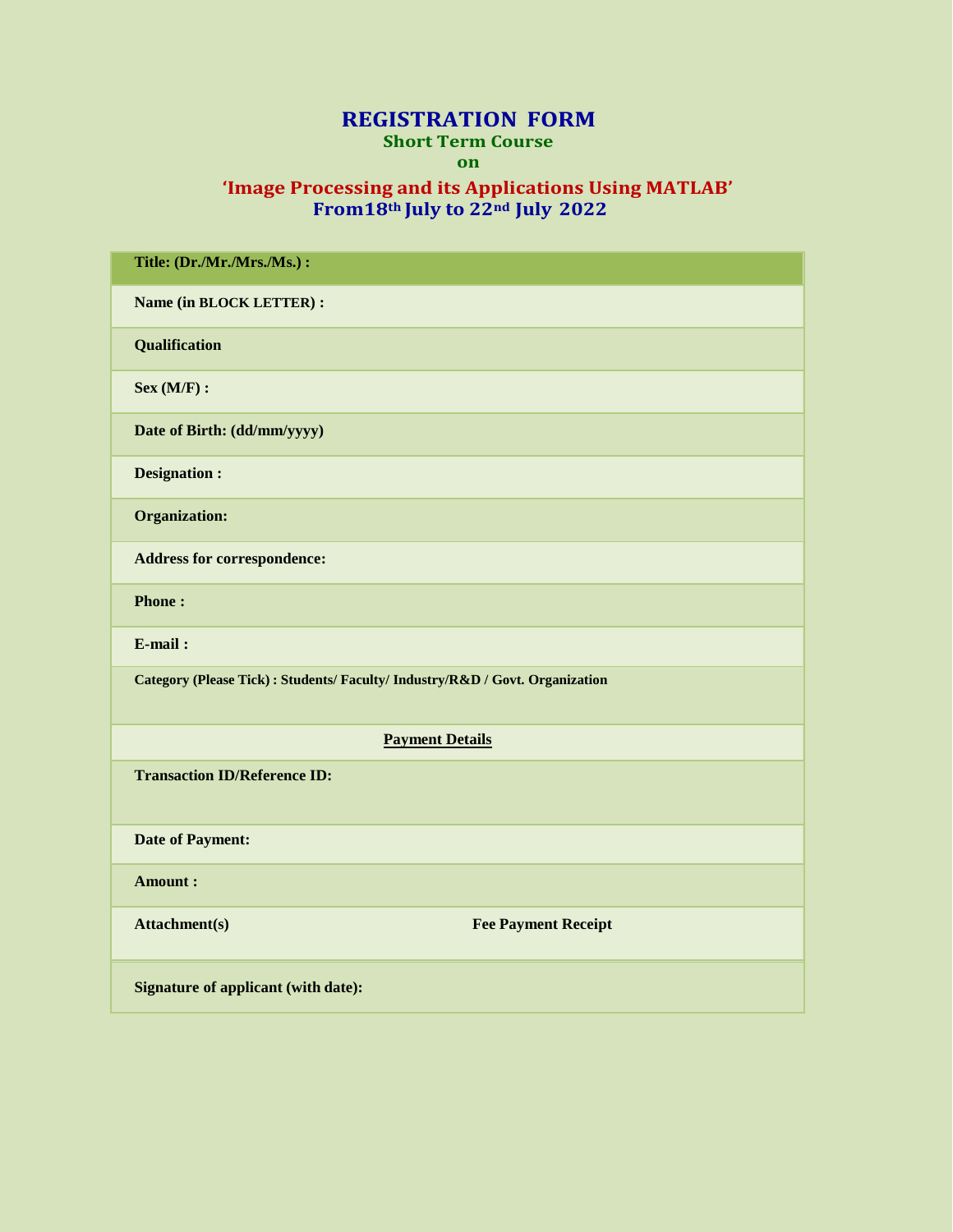# REGISTRATION FORM

## Short Term Course

**on**

## 'Image Processing and its Applications Using MATLAB'

**From18th July to 22nd July 2022**

| | |
|---|---|
| **Title: (Dr./Mr./Mrs./Ms.) :** | |
| **Name (in BLOCK LETTER) :** | |
| **Qualification** | |
| **Sex (M/F) :** | |
| **Date of Birth: (dd/mm/yyyy)** | |
| **Designation :** | |
| **Organization:** | |
| **Address for correspondence:** | |
| **Phone :** | |
| **E-mail :** | |
| **Category (Please Tick) : Students/ Faculty/ Industry/R&D / Govt. Organization** | |
| **Payment Details** | |
| **Transaction ID/Reference ID:** | |
| **Date of Payment:** | |
| **Amount :** | |
| **Attachment(s)** | **Fee Payment Receipt** |
| **Signature of applicant (with date):** | |